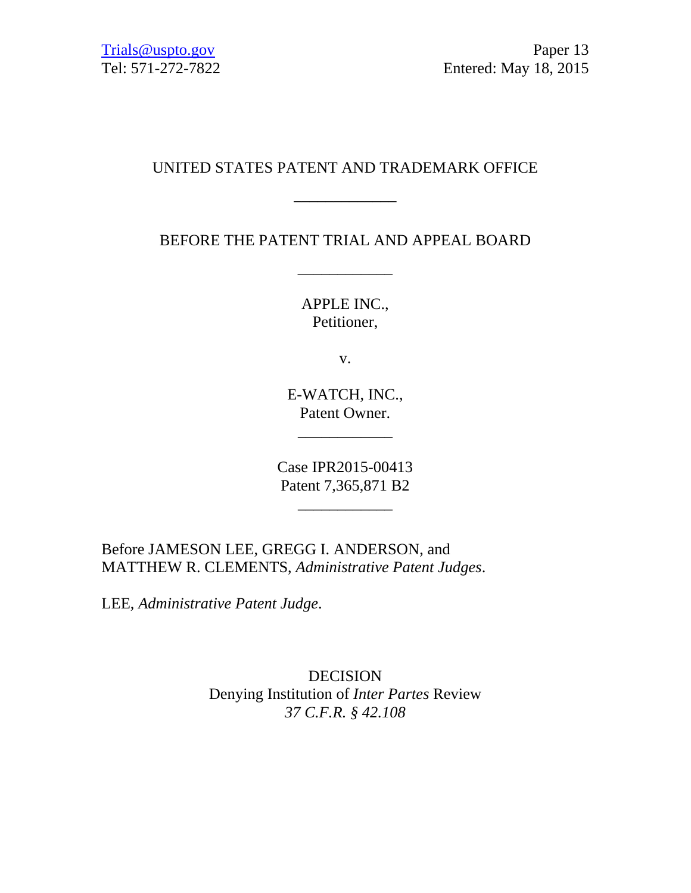Trials@uspto.gov
Tel: 571-272-7822

Paper 13
Entered: May 18, 2015

UNITED STATES PATENT AND TRADEMARK OFFICE

\_\_\_\_\_\_\_\_\_\_\_\_

BEFORE THE PATENT TRIAL AND APPEAL BOARD

\_\_\_\_\_\_\_\_\_\_\_\_

APPLE INC.,
Petitioner,

v.

E-WATCH, INC.,
Patent Owner.

\_\_\_\_\_\_\_\_\_\_\_\_

Case IPR2015-00413
Patent 7,365,871 B2

\_\_\_\_\_\_\_\_\_\_\_\_

Before JAMESON LEE, GREGG I. ANDERSON, and MATTHEW R. CLEMENTS, *Administrative Patent Judges*.

LEE, *Administrative Patent Judge*.

DECISION
Denying Institution of *Inter Partes* Review
*37 C.F.R. § 42.108*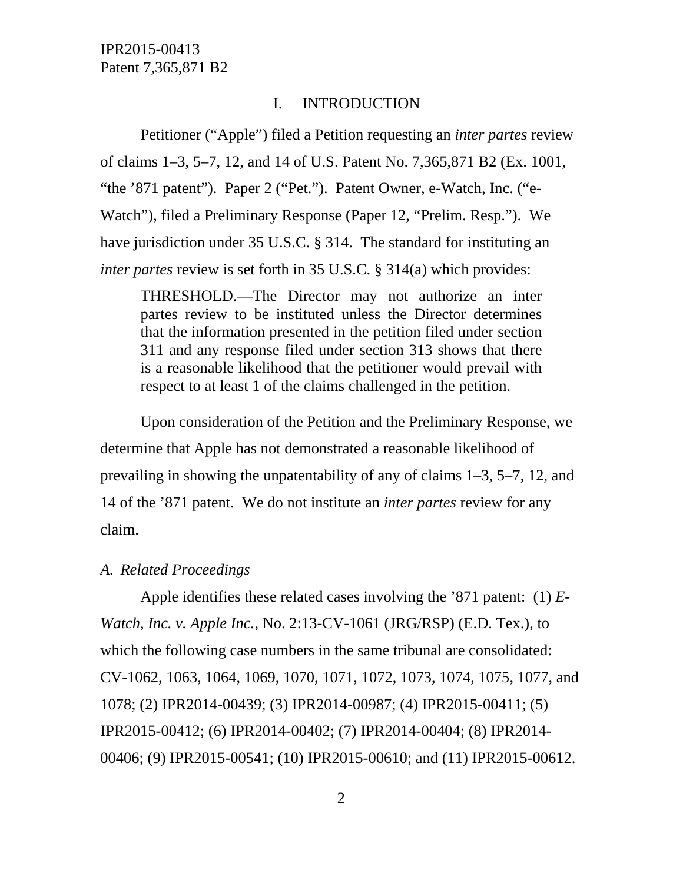## I. INTRODUCTION

Petitioner ("Apple") filed a Petition requesting an *inter partes* review of claims 1–3, 5–7, 12, and 14 of U.S. Patent No. 7,365,871 B2 (Ex. 1001, "the '871 patent"). Paper 2 ("Pet."). Patent Owner, e-Watch, Inc. ("e-Watch"), filed a Preliminary Response (Paper 12, "Prelim. Resp."). We have jurisdiction under 35 U.S.C. § 314. The standard for instituting an *inter partes* review is set forth in 35 U.S.C. § 314(a) which provides:

> THRESHOLD.—The Director may not authorize an inter partes review to be instituted unless the Director determines that the information presented in the petition filed under section 311 and any response filed under section 313 shows that there is a reasonable likelihood that the petitioner would prevail with respect to at least 1 of the claims challenged in the petition.

Upon consideration of the Petition and the Preliminary Response, we determine that Apple has not demonstrated a reasonable likelihood of prevailing in showing the unpatentability of any of claims 1–3, 5–7, 12, and 14 of the '871 patent. We do not institute an *inter partes* review for any claim.

### *A. Related Proceedings*

Apple identifies these related cases involving the '871 patent: (1) *E-Watch, Inc. v. Apple Inc.*, No. 2:13-CV-1061 (JRG/RSP) (E.D. Tex.), to which the following case numbers in the same tribunal are consolidated: CV-1062, 1063, 1064, 1069, 1070, 1071, 1072, 1073, 1074, 1075, 1077, and 1078; (2) IPR2014-00439; (3) IPR2014-00987; (4) IPR2015-00411; (5) IPR2015-00412; (6) IPR2014-00402; (7) IPR2014-00404; (8) IPR2014-00406; (9) IPR2015-00541; (10) IPR2015-00610; and (11) IPR2015-00612.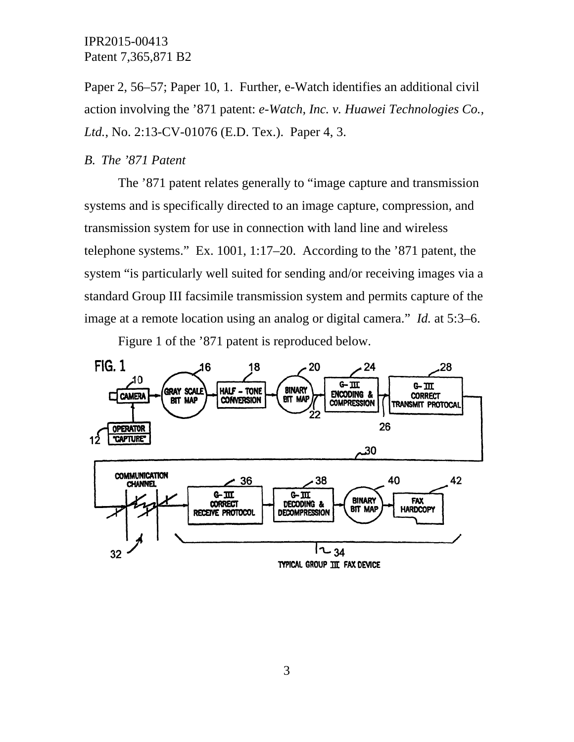Paper 2, 56–57; Paper 10, 1. Further, e-Watch identifies an additional civil action involving the ’871 patent: *e-Watch, Inc. v. Huawei Technologies Co., Ltd.*, No. 2:13-CV-01076 (E.D. Tex.). Paper 4, 3.

*B. The ’871 Patent*

The ’871 patent relates generally to “image capture and transmission systems and is specifically directed to an image capture, compression, and transmission system for use in connection with land line and wireless telephone systems.” Ex. 1001, 1:17–20. According to the ’871 patent, the system “is particularly well suited for sending and/or receiving images via a standard Group III facsimile transmission system and permits capture of the image at a remote location using an analog or digital camera.” *Id.* at 5:3–6.

Figure 1 of the ’871 patent is reproduced below.

FIG. 1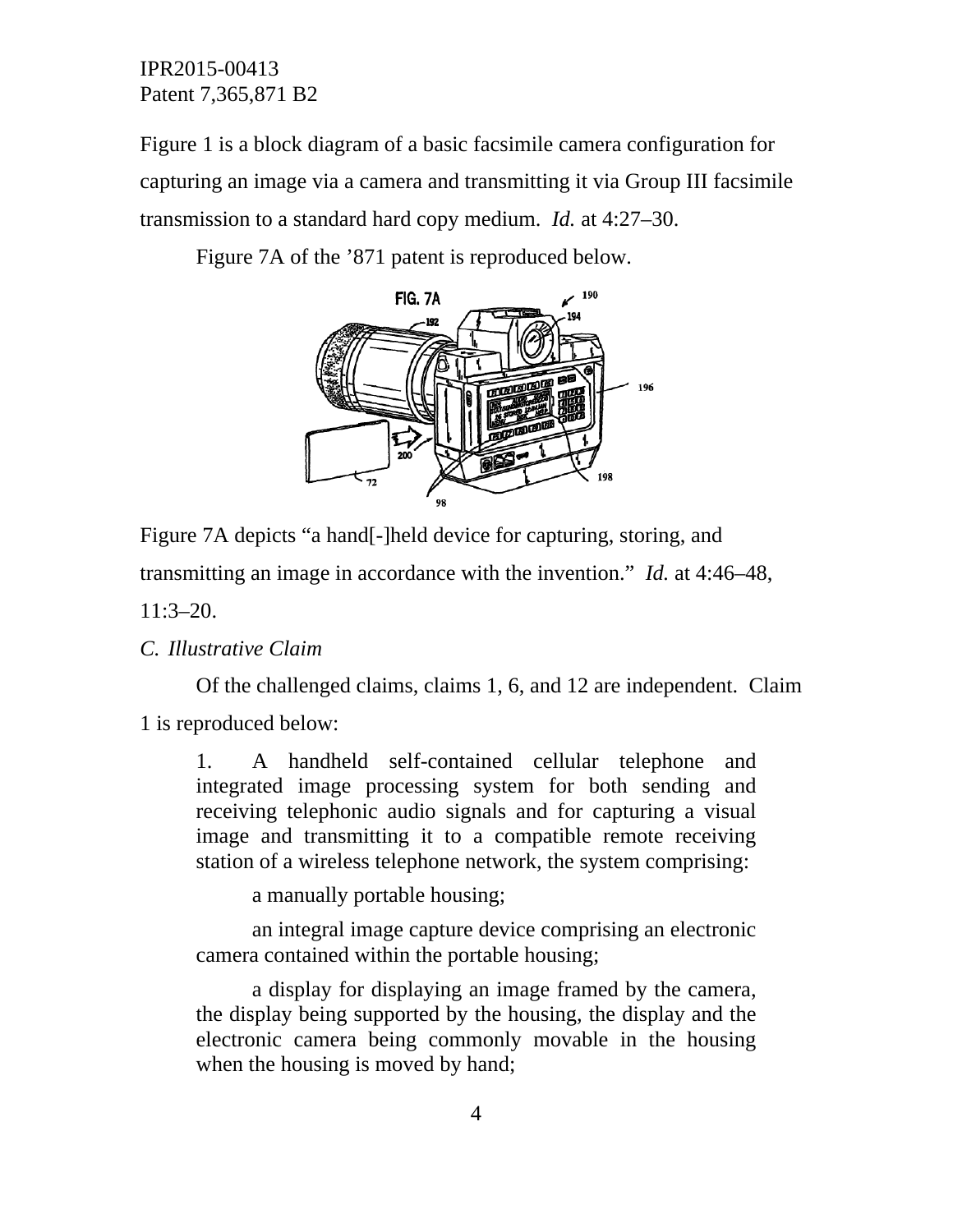Figure 1 is a block diagram of a basic facsimile camera configuration for capturing an image via a camera and transmitting it via Group III facsimile transmission to a standard hard copy medium. *Id.* at 4:27–30.

Figure 7A of the '871 patent is reproduced below.

Figure 7A depicts "a hand[-]held device for capturing, storing, and transmitting an image in accordance with the invention." *Id.* at 4:46–48, 11:3–20.

*C. Illustrative Claim*

Of the challenged claims, claims 1, 6, and 12 are independent. Claim 1 is reproduced below:

> 1. A handheld self-contained cellular telephone and integrated image processing system for both sending and receiving telephonic audio signals and for capturing a visual image and transmitting it to a compatible remote receiving station of a wireless telephone network, the system comprising:
>
> a manually portable housing;
>
> an integral image capture device comprising an electronic camera contained within the portable housing;
>
> a display for displaying an image framed by the camera, the display being supported by the housing, the display and the electronic camera being commonly movable in the housing when the housing is moved by hand;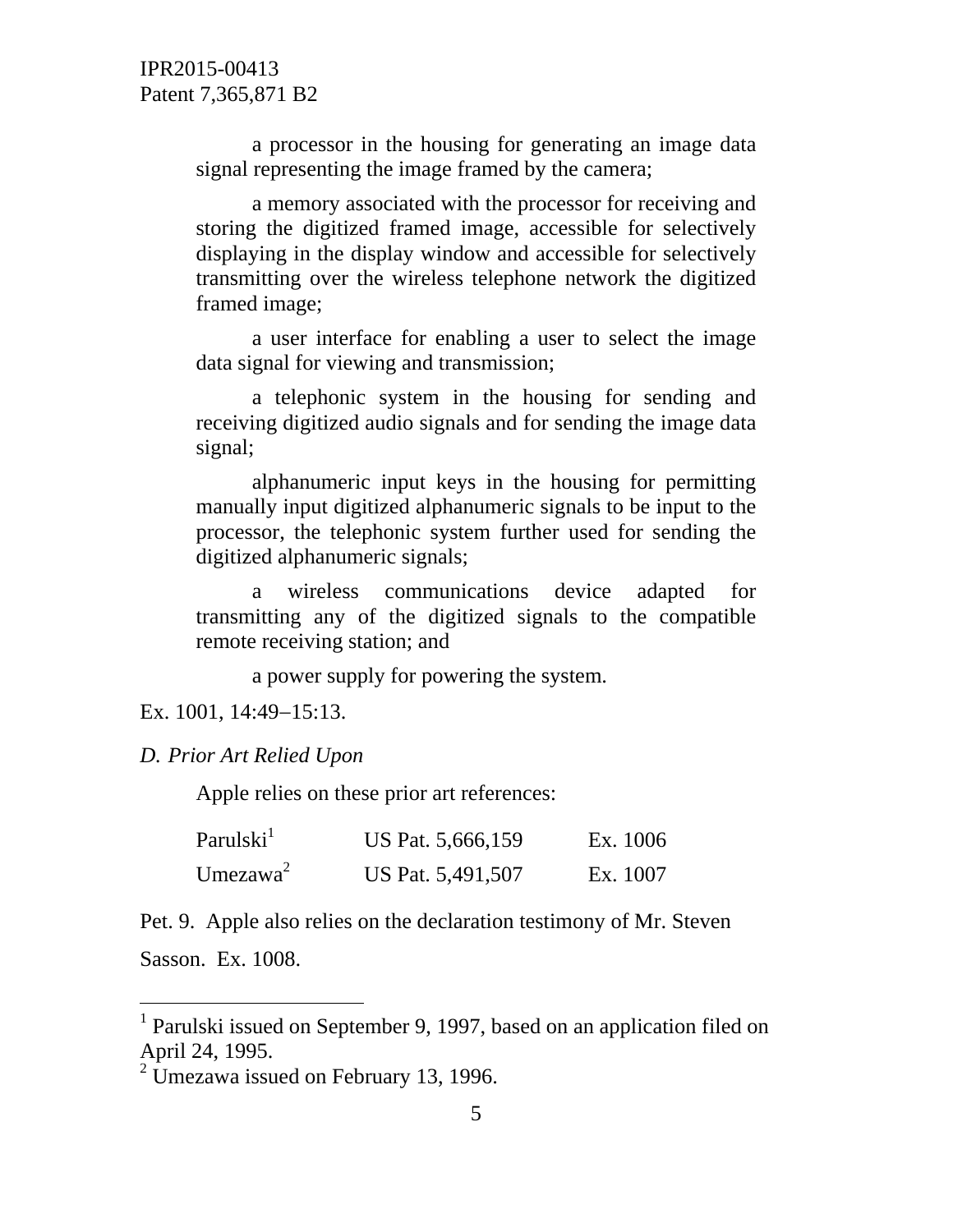> a processor in the housing for generating an image data signal representing the image framed by the camera;
>
> a memory associated with the processor for receiving and storing the digitized framed image, accessible for selectively displaying in the display window and accessible for selectively transmitting over the wireless telephone network the digitized framed image;
>
> a user interface for enabling a user to select the image data signal for viewing and transmission;
>
> a telephonic system in the housing for sending and receiving digitized audio signals and for sending the image data signal;
>
> alphanumeric input keys in the housing for permitting manually input digitized alphanumeric signals to be input to the processor, the telephonic system further used for sending the digitized alphanumeric signals;
>
> a wireless communications device adapted for transmitting any of the digitized signals to the compatible remote receiving station; and
>
> a power supply for powering the system.

Ex. 1001, 14:49–15:13.

### *D. Prior Art Relied Upon*

Apple relies on these prior art references:

| | | |
|---|---|---|
| Parulski[1] | US Pat. 5,666,159 | Ex. 1006 |
| Umezawa[2] | US Pat. 5,491,507 | Ex. 1007 |

Pet. 9. Apple also relies on the declaration testimony of Mr. Steven Sasson. Ex. 1008.

---

[1] Parulski issued on September 9, 1997, based on an application filed on April 24, 1995.

[2] Umezawa issued on February 13, 1996.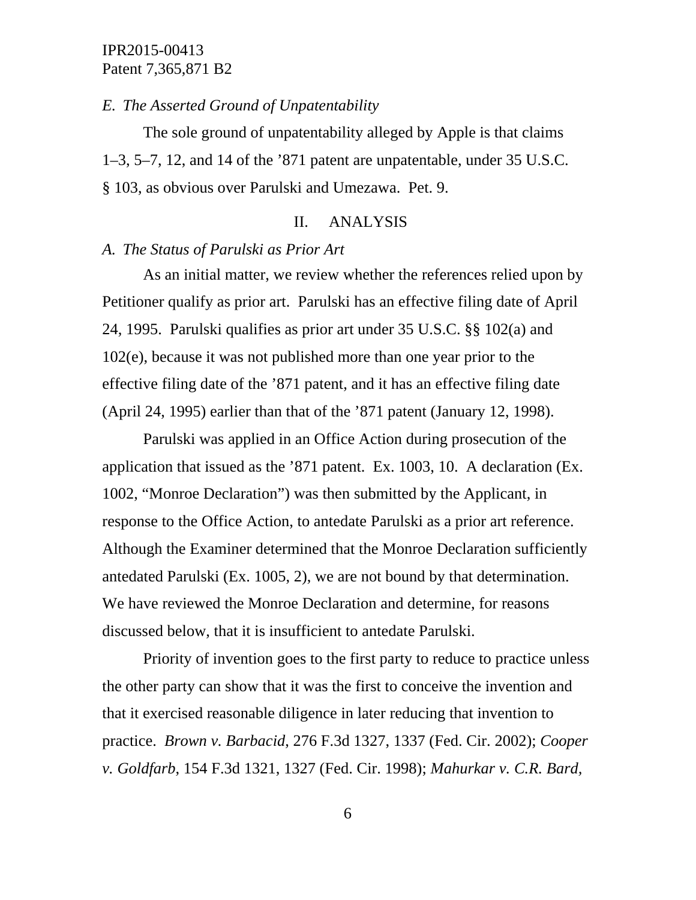*E. The Asserted Ground of Unpatentability*

The sole ground of unpatentability alleged by Apple is that claims 1–3, 5–7, 12, and 14 of the ’871 patent are unpatentable, under 35 U.S.C. § 103, as obvious over Parulski and Umezawa. Pet. 9.

## II. ANALYSIS

*A. The Status of Parulski as Prior Art*

As an initial matter, we review whether the references relied upon by Petitioner qualify as prior art. Parulski has an effective filing date of April 24, 1995. Parulski qualifies as prior art under 35 U.S.C. §§ 102(a) and 102(e), because it was not published more than one year prior to the effective filing date of the ’871 patent, and it has an effective filing date (April 24, 1995) earlier than that of the ’871 patent (January 12, 1998).

Parulski was applied in an Office Action during prosecution of the application that issued as the ’871 patent. Ex. 1003, 10. A declaration (Ex. 1002, "Monroe Declaration") was then submitted by the Applicant, in response to the Office Action, to antedate Parulski as a prior art reference. Although the Examiner determined that the Monroe Declaration sufficiently antedated Parulski (Ex. 1005, 2), we are not bound by that determination. We have reviewed the Monroe Declaration and determine, for reasons discussed below, that it is insufficient to antedate Parulski.

Priority of invention goes to the first party to reduce to practice unless the other party can show that it was the first to conceive the invention and that it exercised reasonable diligence in later reducing that invention to practice. *Brown v. Barbacid*, 276 F.3d 1327, 1337 (Fed. Cir. 2002); *Cooper v. Goldfarb*, 154 F.3d 1321, 1327 (Fed. Cir. 1998); *Mahurkar v. C.R. Bard,*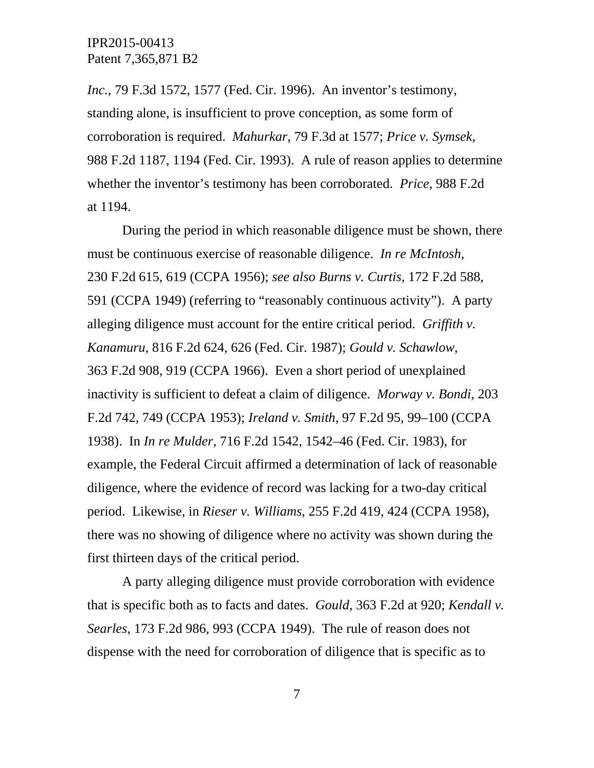*Inc.*, 79 F.3d 1572, 1577 (Fed. Cir. 1996). An inventor's testimony, standing alone, is insufficient to prove conception, as some form of corroboration is required. *Mahurkar*, 79 F.3d at 1577; *Price v. Symsek*, 988 F.2d 1187, 1194 (Fed. Cir. 1993). A rule of reason applies to determine whether the inventor's testimony has been corroborated. *Price*, 988 F.2d at 1194.

During the period in which reasonable diligence must be shown, there must be continuous exercise of reasonable diligence. *In re McIntosh*, 230 F.2d 615, 619 (CCPA 1956); *see also Burns v. Curtis*, 172 F.2d 588, 591 (CCPA 1949) (referring to "reasonably continuous activity"). A party alleging diligence must account for the entire critical period. *Griffith v. Kanamuru*, 816 F.2d 624, 626 (Fed. Cir. 1987); *Gould v. Schawlow*, 363 F.2d 908, 919 (CCPA 1966). Even a short period of unexplained inactivity is sufficient to defeat a claim of diligence. *Morway v. Bondi*, 203 F.2d 742, 749 (CCPA 1953); *Ireland v. Smith*, 97 F.2d 95, 99–100 (CCPA 1938). In *In re Mulder*, 716 F.2d 1542, 1542–46 (Fed. Cir. 1983), for example, the Federal Circuit affirmed a determination of lack of reasonable diligence, where the evidence of record was lacking for a two-day critical period. Likewise, in *Rieser v. Williams*, 255 F.2d 419, 424 (CCPA 1958), there was no showing of diligence where no activity was shown during the first thirteen days of the critical period.

A party alleging diligence must provide corroboration with evidence that is specific both as to facts and dates. *Gould*, 363 F.2d at 920; *Kendall v. Searles*, 173 F.2d 986, 993 (CCPA 1949). The rule of reason does not dispense with the need for corroboration of diligence that is specific as to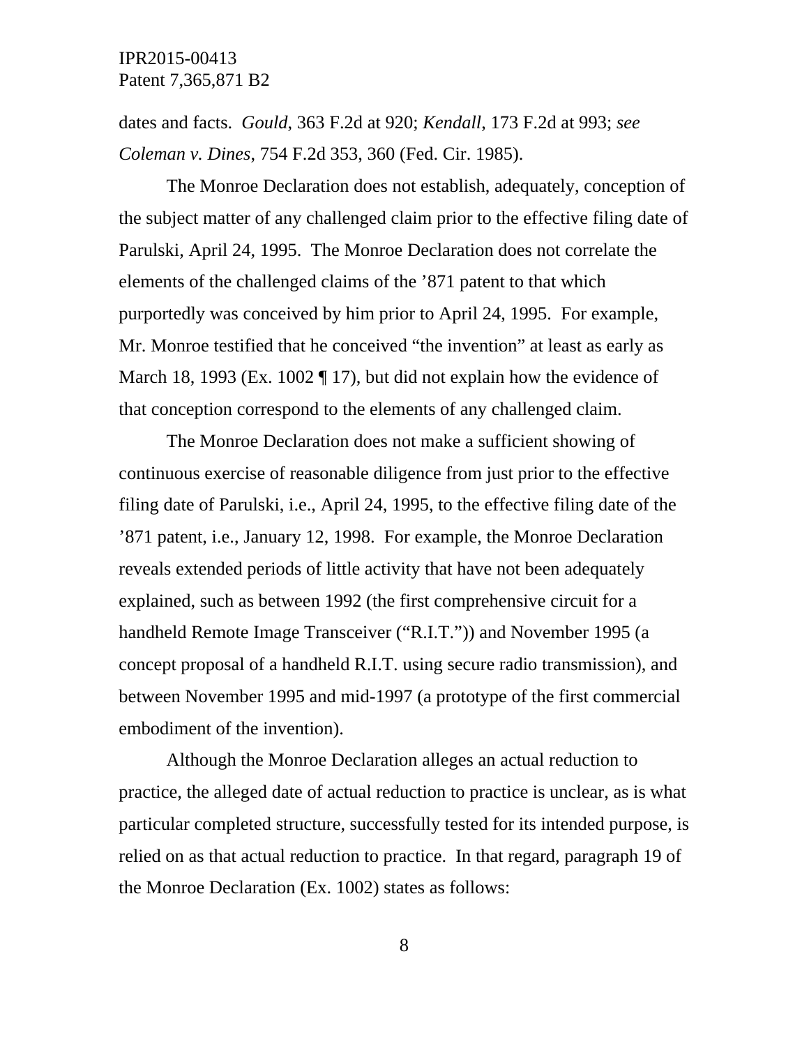dates and facts. *Gould*, 363 F.2d at 920; *Kendall*, 173 F.2d at 993; *see Coleman v. Dines*, 754 F.2d 353, 360 (Fed. Cir. 1985).

The Monroe Declaration does not establish, adequately, conception of the subject matter of any challenged claim prior to the effective filing date of Parulski, April 24, 1995. The Monroe Declaration does not correlate the elements of the challenged claims of the ’871 patent to that which purportedly was conceived by him prior to April 24, 1995. For example, Mr. Monroe testified that he conceived “the invention” at least as early as March 18, 1993 (Ex. 1002 ¶ 17), but did not explain how the evidence of that conception correspond to the elements of any challenged claim.

The Monroe Declaration does not make a sufficient showing of continuous exercise of reasonable diligence from just prior to the effective filing date of Parulski, i.e., April 24, 1995, to the effective filing date of the ’871 patent, i.e., January 12, 1998. For example, the Monroe Declaration reveals extended periods of little activity that have not been adequately explained, such as between 1992 (the first comprehensive circuit for a handheld Remote Image Transceiver (“R.I.T.”)) and November 1995 (a concept proposal of a handheld R.I.T. using secure radio transmission), and between November 1995 and mid-1997 (a prototype of the first commercial embodiment of the invention).

Although the Monroe Declaration alleges an actual reduction to practice, the alleged date of actual reduction to practice is unclear, as is what particular completed structure, successfully tested for its intended purpose, is relied on as that actual reduction to practice. In that regard, paragraph 19 of the Monroe Declaration (Ex. 1002) states as follows: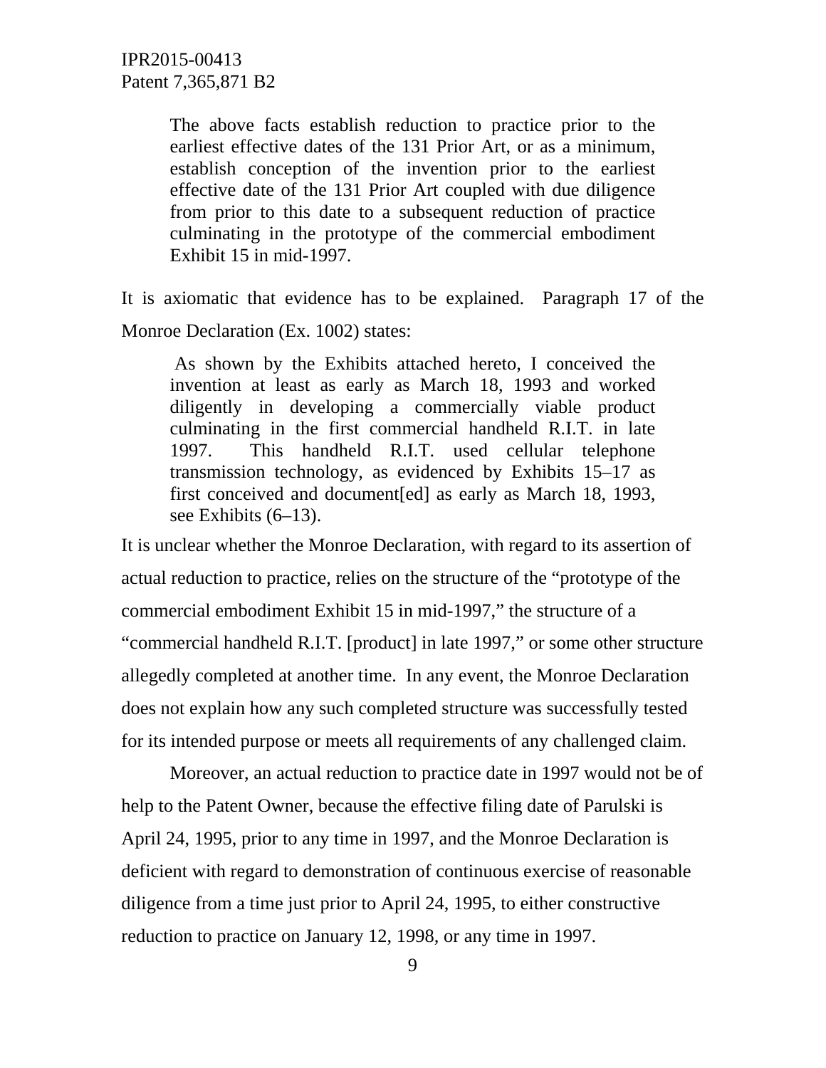> The above facts establish reduction to practice prior to the earliest effective dates of the 131 Prior Art, or as a minimum, establish conception of the invention prior to the earliest effective date of the 131 Prior Art coupled with due diligence from prior to this date to a subsequent reduction of practice culminating in the prototype of the commercial embodiment Exhibit 15 in mid-1997.

It is axiomatic that evidence has to be explained. Paragraph 17 of the Monroe Declaration (Ex. 1002) states:

> As shown by the Exhibits attached hereto, I conceived the invention at least as early as March 18, 1993 and worked diligently in developing a commercially viable product culminating in the first commercial handheld R.I.T. in late 1997. This handheld R.I.T. used cellular telephone transmission technology, as evidenced by Exhibits 15–17 as first conceived and document[ed] as early as March 18, 1993, see Exhibits (6–13).

It is unclear whether the Monroe Declaration, with regard to its assertion of actual reduction to practice, relies on the structure of the "prototype of the commercial embodiment Exhibit 15 in mid-1997," the structure of a "commercial handheld R.I.T. [product] in late 1997," or some other structure allegedly completed at another time. In any event, the Monroe Declaration does not explain how any such completed structure was successfully tested for its intended purpose or meets all requirements of any challenged claim.

Moreover, an actual reduction to practice date in 1997 would not be of help to the Patent Owner, because the effective filing date of Parulski is April 24, 1995, prior to any time in 1997, and the Monroe Declaration is deficient with regard to demonstration of continuous exercise of reasonable diligence from a time just prior to April 24, 1995, to either constructive reduction to practice on January 12, 1998, or any time in 1997.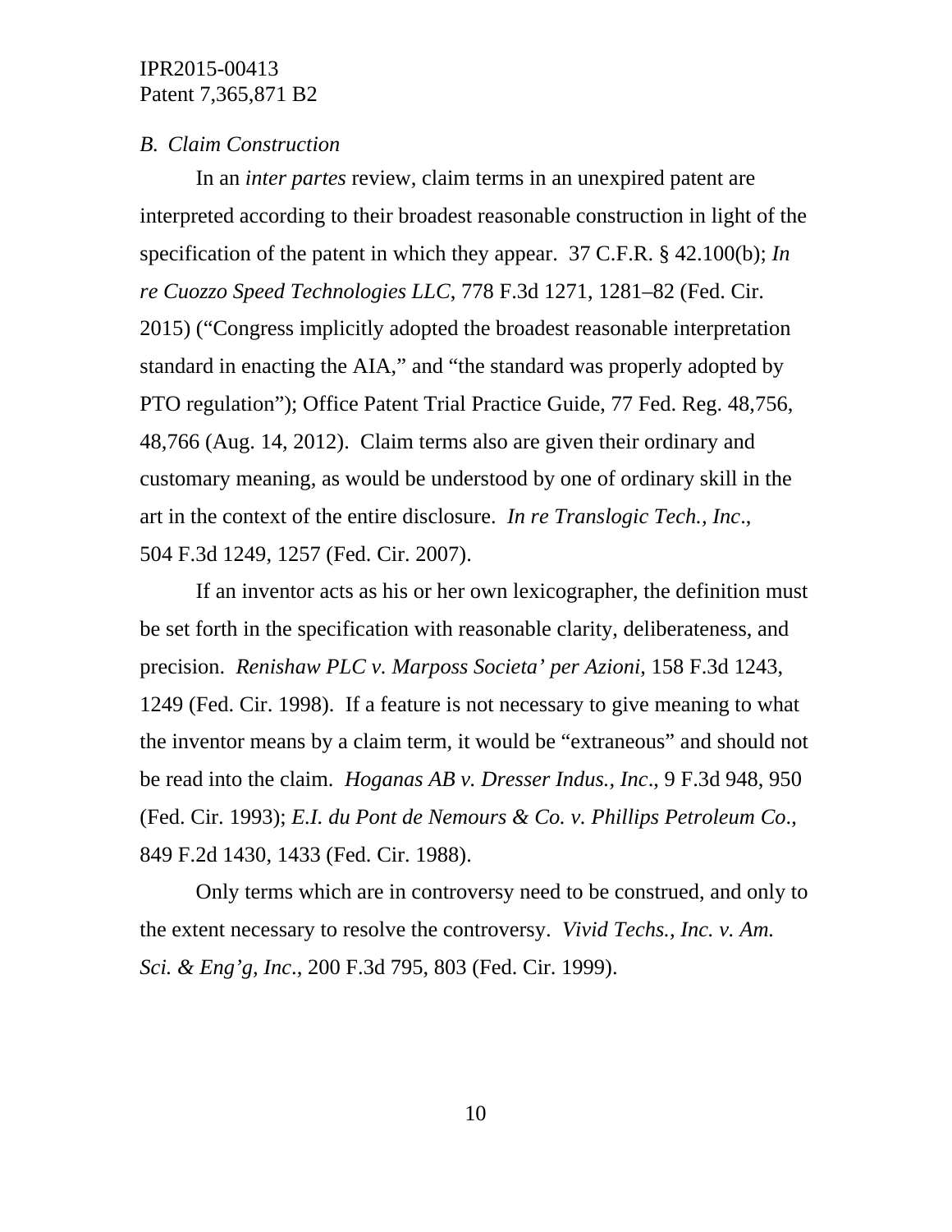*B. Claim Construction*

In an *inter partes* review, claim terms in an unexpired patent are interpreted according to their broadest reasonable construction in light of the specification of the patent in which they appear. 37 C.F.R. § 42.100(b); *In re Cuozzo Speed Technologies LLC*, 778 F.3d 1271, 1281–82 (Fed. Cir. 2015) ("Congress implicitly adopted the broadest reasonable interpretation standard in enacting the AIA," and "the standard was properly adopted by PTO regulation"); Office Patent Trial Practice Guide, 77 Fed. Reg. 48,756, 48,766 (Aug. 14, 2012). Claim terms also are given their ordinary and customary meaning, as would be understood by one of ordinary skill in the art in the context of the entire disclosure. *In re Translogic Tech., Inc*., 504 F.3d 1249, 1257 (Fed. Cir. 2007).

If an inventor acts as his or her own lexicographer, the definition must be set forth in the specification with reasonable clarity, deliberateness, and precision. *Renishaw PLC v. Marposs Societa' per Azioni*, 158 F.3d 1243, 1249 (Fed. Cir. 1998). If a feature is not necessary to give meaning to what the inventor means by a claim term, it would be "extraneous" and should not be read into the claim. *Hoganas AB v. Dresser Indus., Inc*., 9 F.3d 948, 950 (Fed. Cir. 1993); *E.I. du Pont de Nemours & Co. v. Phillips Petroleum Co*., 849 F.2d 1430, 1433 (Fed. Cir. 1988).

Only terms which are in controversy need to be construed, and only to the extent necessary to resolve the controversy. *Vivid Techs., Inc. v. Am. Sci. & Eng'g, Inc*., 200 F.3d 795, 803 (Fed. Cir. 1999).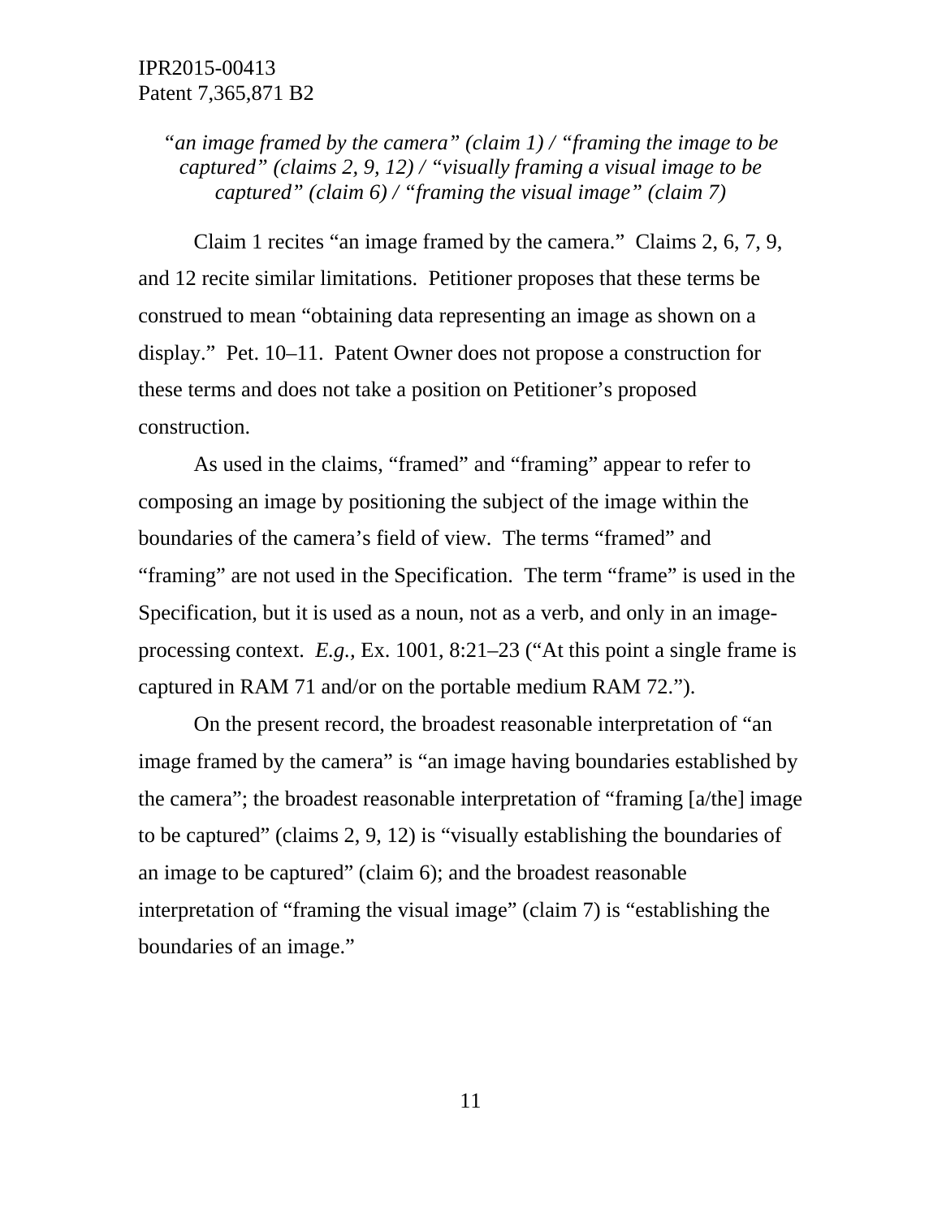*"an image framed by the camera" (claim 1) / "framing the image to be captured" (claims 2, 9, 12) / "visually framing a visual image to be captured" (claim 6) / "framing the visual image" (claim 7)*

Claim 1 recites "an image framed by the camera." Claims 2, 6, 7, 9, and 12 recite similar limitations. Petitioner proposes that these terms be construed to mean "obtaining data representing an image as shown on a display." Pet. 10–11. Patent Owner does not propose a construction for these terms and does not take a position on Petitioner's proposed construction.

As used in the claims, "framed" and "framing" appear to refer to composing an image by positioning the subject of the image within the boundaries of the camera's field of view. The terms "framed" and "framing" are not used in the Specification. The term "frame" is used in the Specification, but it is used as a noun, not as a verb, and only in an image-processing context. *E.g.*, Ex. 1001, 8:21–23 ("At this point a single frame is captured in RAM 71 and/or on the portable medium RAM 72.").

On the present record, the broadest reasonable interpretation of "an image framed by the camera" is "an image having boundaries established by the camera"; the broadest reasonable interpretation of "framing [a/the] image to be captured" (claims 2, 9, 12) is "visually establishing the boundaries of an image to be captured" (claim 6); and the broadest reasonable interpretation of "framing the visual image" (claim 7) is "establishing the boundaries of an image."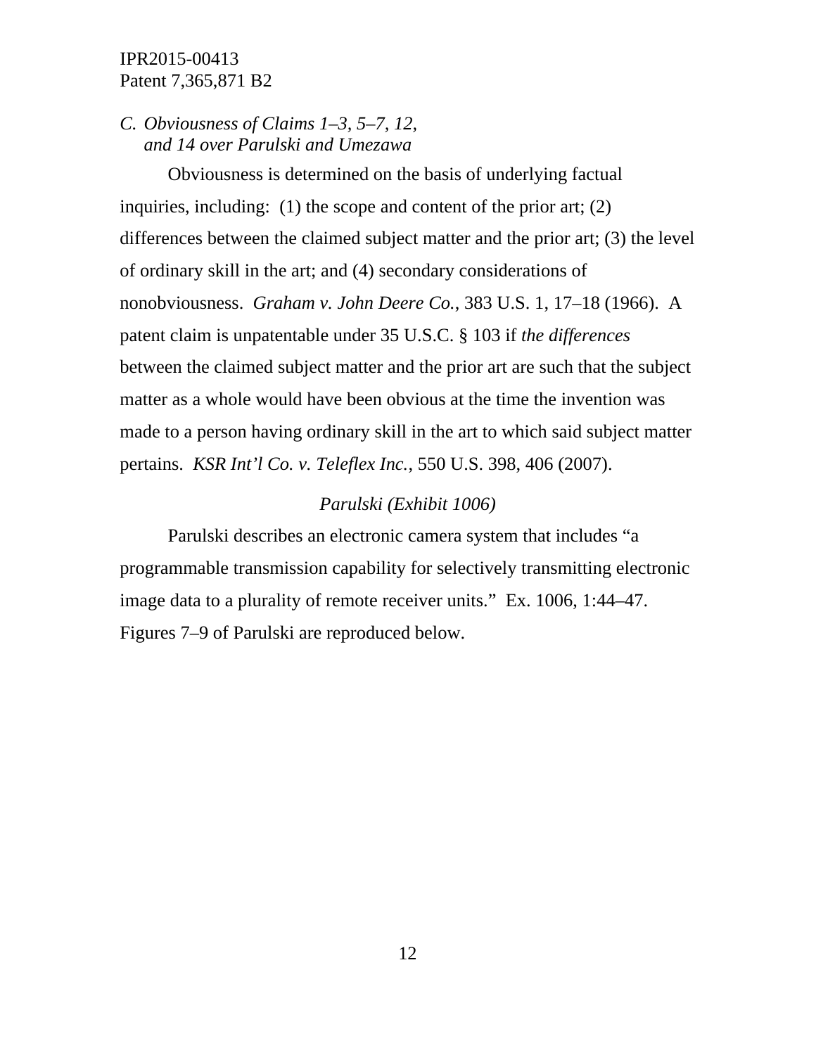### *C. Obviousness of Claims 1–3, 5–7, 12, and 14 over Parulski and Umezawa*

Obviousness is determined on the basis of underlying factual inquiries, including: (1) the scope and content of the prior art; (2) differences between the claimed subject matter and the prior art; (3) the level of ordinary skill in the art; and (4) secondary considerations of nonobviousness. *Graham v. John Deere Co.*, 383 U.S. 1, 17–18 (1966). A patent claim is unpatentable under 35 U.S.C. § 103 if *the differences* between the claimed subject matter and the prior art are such that the subject matter as a whole would have been obvious at the time the invention was made to a person having ordinary skill in the art to which said subject matter pertains. *KSR Int'l Co. v. Teleflex Inc.*, 550 U.S. 398, 406 (2007).

*Parulski (Exhibit 1006)*

Parulski describes an electronic camera system that includes "a programmable transmission capability for selectively transmitting electronic image data to a plurality of remote receiver units." Ex. 1006, 1:44–47. Figures 7–9 of Parulski are reproduced below.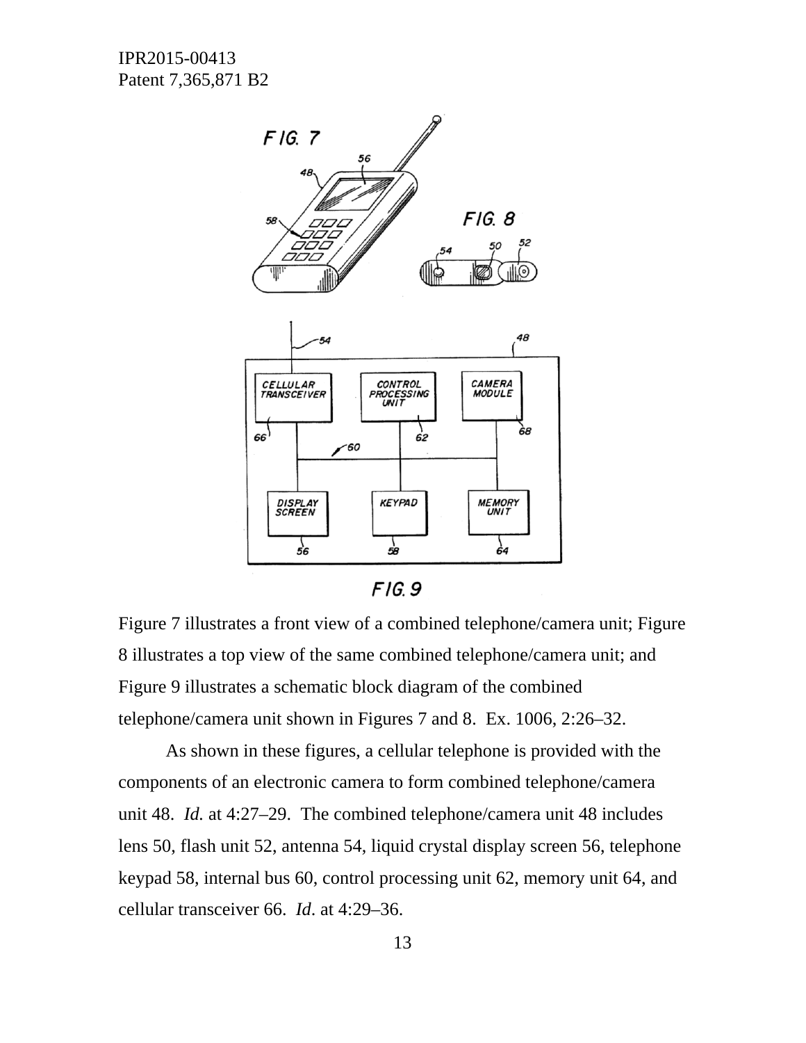Figure 7 illustrates a front view of a combined telephone/camera unit; Figure 8 illustrates a top view of the same combined telephone/camera unit; and Figure 9 illustrates a schematic block diagram of the combined telephone/camera unit shown in Figures 7 and 8. Ex. 1006, 2:26–32.

As shown in these figures, a cellular telephone is provided with the components of an electronic camera to form combined telephone/camera unit 48. *Id.* at 4:27–29. The combined telephone/camera unit 48 includes lens 50, flash unit 52, antenna 54, liquid crystal display screen 56, telephone keypad 58, internal bus 60, control processing unit 62, memory unit 64, and cellular transceiver 66. *Id*. at 4:29–36.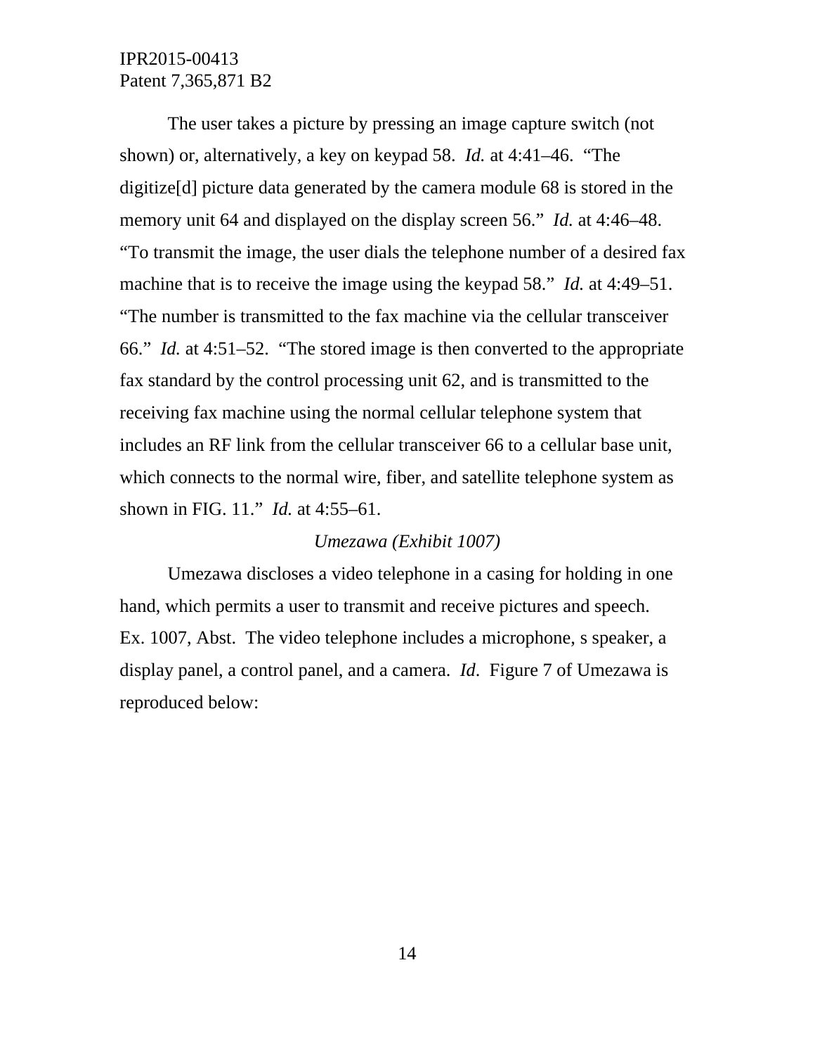The user takes a picture by pressing an image capture switch (not shown) or, alternatively, a key on keypad 58. *Id.* at 4:41–46. "The digitize[d] picture data generated by the camera module 68 is stored in the memory unit 64 and displayed on the display screen 56." *Id.* at 4:46–48. "To transmit the image, the user dials the telephone number of a desired fax machine that is to receive the image using the keypad 58." *Id.* at 4:49–51. "The number is transmitted to the fax machine via the cellular transceiver 66." *Id.* at 4:51–52. "The stored image is then converted to the appropriate fax standard by the control processing unit 62, and is transmitted to the receiving fax machine using the normal cellular telephone system that includes an RF link from the cellular transceiver 66 to a cellular base unit, which connects to the normal wire, fiber, and satellite telephone system as shown in FIG. 11." *Id.* at 4:55–61.

*Umezawa (Exhibit 1007)*

Umezawa discloses a video telephone in a casing for holding in one hand, which permits a user to transmit and receive pictures and speech. Ex. 1007, Abst. The video telephone includes a microphone, s speaker, a display panel, a control panel, and a camera. *Id*. Figure 7 of Umezawa is reproduced below: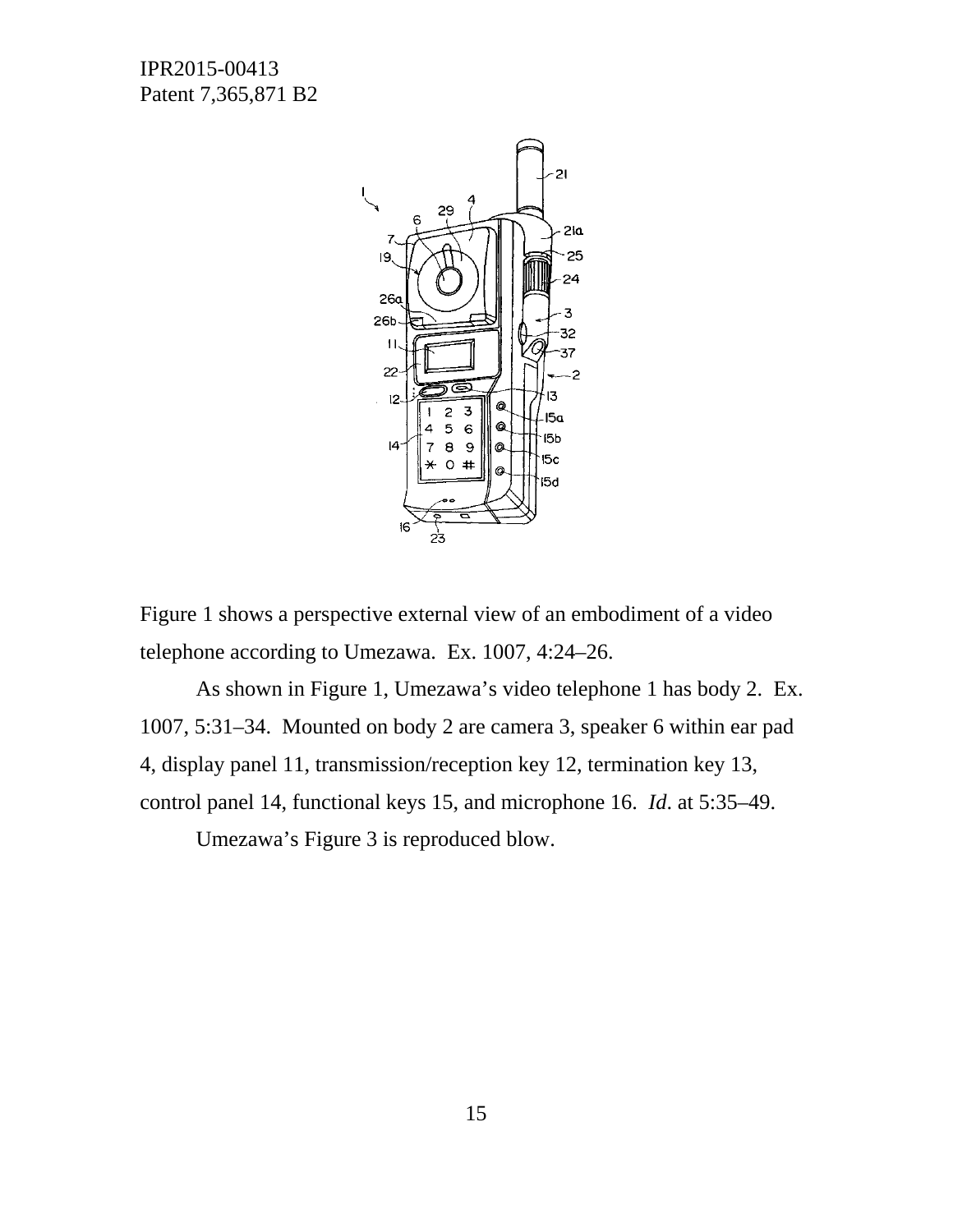Figure 1 shows a perspective external view of an embodiment of a video telephone according to Umezawa. Ex. 1007, 4:24–26.

As shown in Figure 1, Umezawa's video telephone 1 has body 2. Ex. 1007, 5:31–34. Mounted on body 2 are camera 3, speaker 6 within ear pad 4, display panel 11, transmission/reception key 12, termination key 13, control panel 14, functional keys 15, and microphone 16. *Id*. at 5:35–49.

Umezawa's Figure 3 is reproduced blow.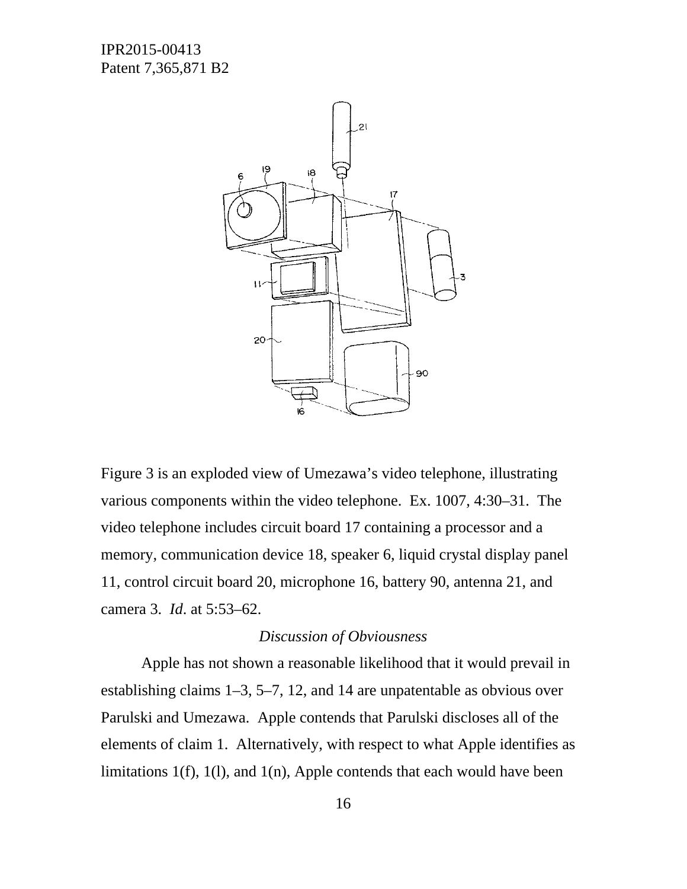Figure 3 is an exploded view of Umezawa's video telephone, illustrating various components within the video telephone. Ex. 1007, 4:30–31. The video telephone includes circuit board 17 containing a processor and a memory, communication device 18, speaker 6, liquid crystal display panel 11, control circuit board 20, microphone 16, battery 90, antenna 21, and camera 3. *Id*. at 5:53–62.

*Discussion of Obviousness*

Apple has not shown a reasonable likelihood that it would prevail in establishing claims 1–3, 5–7, 12, and 14 are unpatentable as obvious over Parulski and Umezawa. Apple contends that Parulski discloses all of the elements of claim 1. Alternatively, with respect to what Apple identifies as limitations 1(f), 1(l), and 1(n), Apple contends that each would have been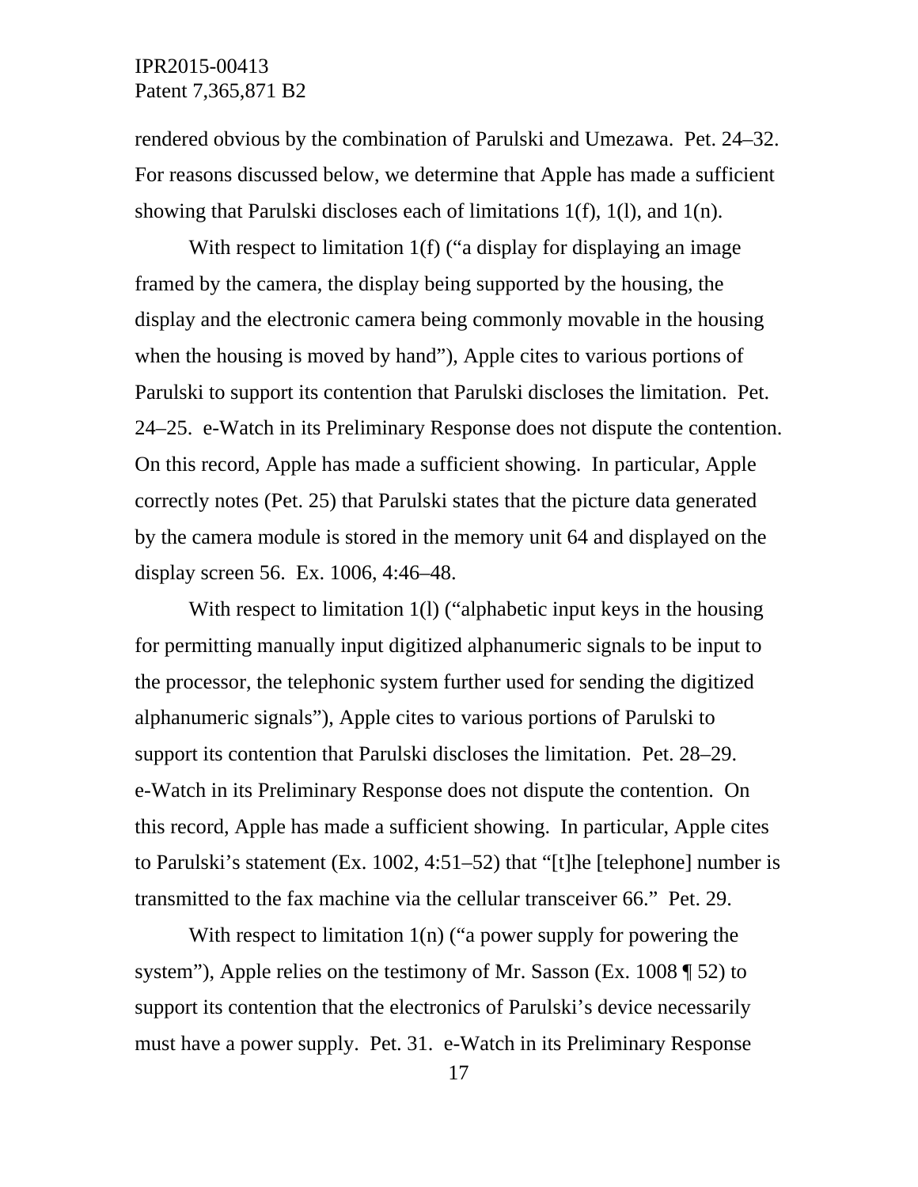rendered obvious by the combination of Parulski and Umezawa. Pet. 24–32. For reasons discussed below, we determine that Apple has made a sufficient showing that Parulski discloses each of limitations 1(f), 1(l), and 1(n).

With respect to limitation 1(f) ("a display for displaying an image framed by the camera, the display being supported by the housing, the display and the electronic camera being commonly movable in the housing when the housing is moved by hand"), Apple cites to various portions of Parulski to support its contention that Parulski discloses the limitation. Pet. 24–25. e-Watch in its Preliminary Response does not dispute the contention. On this record, Apple has made a sufficient showing. In particular, Apple correctly notes (Pet. 25) that Parulski states that the picture data generated by the camera module is stored in the memory unit 64 and displayed on the display screen 56. Ex. 1006, 4:46–48.

With respect to limitation 1(l) ("alphabetic input keys in the housing for permitting manually input digitized alphanumeric signals to be input to the processor, the telephonic system further used for sending the digitized alphanumeric signals"), Apple cites to various portions of Parulski to support its contention that Parulski discloses the limitation. Pet. 28–29. e-Watch in its Preliminary Response does not dispute the contention. On this record, Apple has made a sufficient showing. In particular, Apple cites to Parulski's statement (Ex. 1002, 4:51–52) that "[t]he [telephone] number is transmitted to the fax machine via the cellular transceiver 66." Pet. 29.

With respect to limitation 1(n) ("a power supply for powering the system"), Apple relies on the testimony of Mr. Sasson (Ex. 1008 ¶ 52) to support its contention that the electronics of Parulski's device necessarily must have a power supply. Pet. 31. e-Watch in its Preliminary Response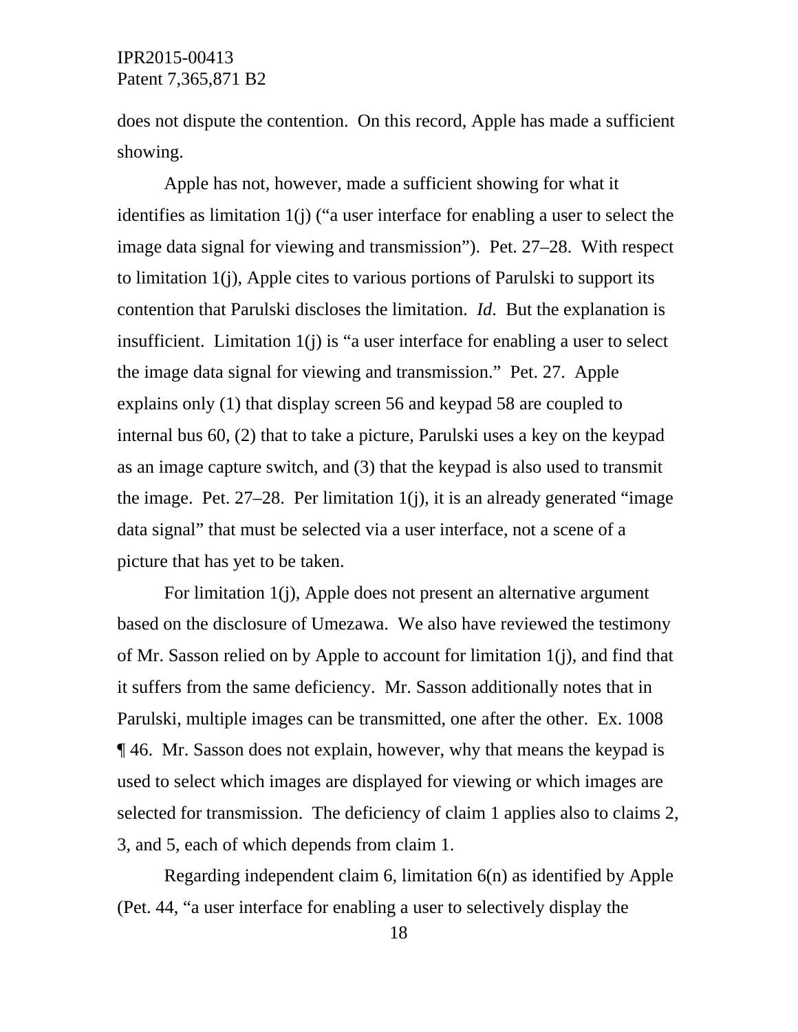does not dispute the contention. On this record, Apple has made a sufficient showing.

Apple has not, however, made a sufficient showing for what it identifies as limitation 1(j) ("a user interface for enabling a user to select the image data signal for viewing and transmission"). Pet. 27–28. With respect to limitation 1(j), Apple cites to various portions of Parulski to support its contention that Parulski discloses the limitation. *Id.* But the explanation is insufficient. Limitation 1(j) is "a user interface for enabling a user to select the image data signal for viewing and transmission." Pet. 27. Apple explains only (1) that display screen 56 and keypad 58 are coupled to internal bus 60, (2) that to take a picture, Parulski uses a key on the keypad as an image capture switch, and (3) that the keypad is also used to transmit the image. Pet. 27–28. Per limitation 1(j), it is an already generated "image data signal" that must be selected via a user interface, not a scene of a picture that has yet to be taken.

For limitation 1(j), Apple does not present an alternative argument based on the disclosure of Umezawa. We also have reviewed the testimony of Mr. Sasson relied on by Apple to account for limitation 1(j), and find that it suffers from the same deficiency. Mr. Sasson additionally notes that in Parulski, multiple images can be transmitted, one after the other. Ex. 1008 ¶ 46. Mr. Sasson does not explain, however, why that means the keypad is used to select which images are displayed for viewing or which images are selected for transmission. The deficiency of claim 1 applies also to claims 2, 3, and 5, each of which depends from claim 1.

Regarding independent claim 6, limitation 6(n) as identified by Apple (Pet. 44, "a user interface for enabling a user to selectively display the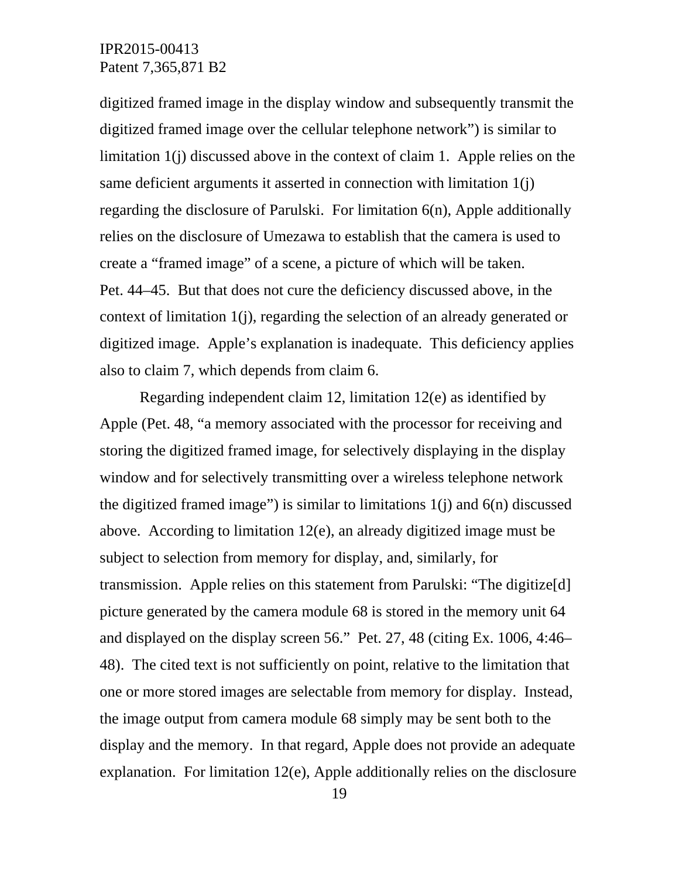digitized framed image in the display window and subsequently transmit the digitized framed image over the cellular telephone network") is similar to limitation 1(j) discussed above in the context of claim 1. Apple relies on the same deficient arguments it asserted in connection with limitation 1(j) regarding the disclosure of Parulski. For limitation 6(n), Apple additionally relies on the disclosure of Umezawa to establish that the camera is used to create a "framed image" of a scene, a picture of which will be taken. Pet. 44–45. But that does not cure the deficiency discussed above, in the context of limitation 1(j), regarding the selection of an already generated or digitized image. Apple's explanation is inadequate. This deficiency applies also to claim 7, which depends from claim 6.

Regarding independent claim 12, limitation 12(e) as identified by Apple (Pet. 48, "a memory associated with the processor for receiving and storing the digitized framed image, for selectively displaying in the display window and for selectively transmitting over a wireless telephone network the digitized framed image") is similar to limitations 1(j) and 6(n) discussed above. According to limitation 12(e), an already digitized image must be subject to selection from memory for display, and, similarly, for transmission. Apple relies on this statement from Parulski: "The digitize[d] picture generated by the camera module 68 is stored in the memory unit 64 and displayed on the display screen 56." Pet. 27, 48 (citing Ex. 1006, 4:46–48). The cited text is not sufficiently on point, relative to the limitation that one or more stored images are selectable from memory for display. Instead, the image output from camera module 68 simply may be sent both to the display and the memory. In that regard, Apple does not provide an adequate explanation. For limitation 12(e), Apple additionally relies on the disclosure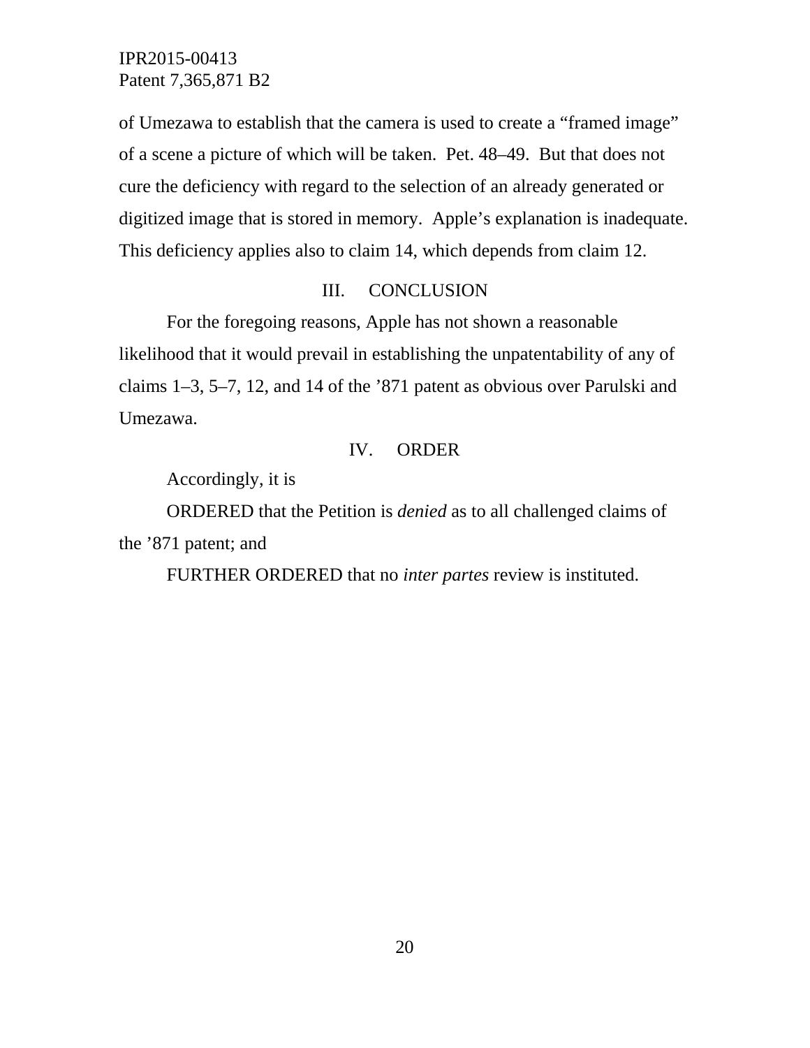of Umezawa to establish that the camera is used to create a "framed image" of a scene a picture of which will be taken. Pet. 48–49. But that does not cure the deficiency with regard to the selection of an already generated or digitized image that is stored in memory. Apple's explanation is inadequate. This deficiency applies also to claim 14, which depends from claim 12.

## III. CONCLUSION

For the foregoing reasons, Apple has not shown a reasonable likelihood that it would prevail in establishing the unpatentability of any of claims 1–3, 5–7, 12, and 14 of the '871 patent as obvious over Parulski and Umezawa.

## IV. ORDER

Accordingly, it is

ORDERED that the Petition is *denied* as to all challenged claims of the '871 patent; and

FURTHER ORDERED that no *inter partes* review is instituted.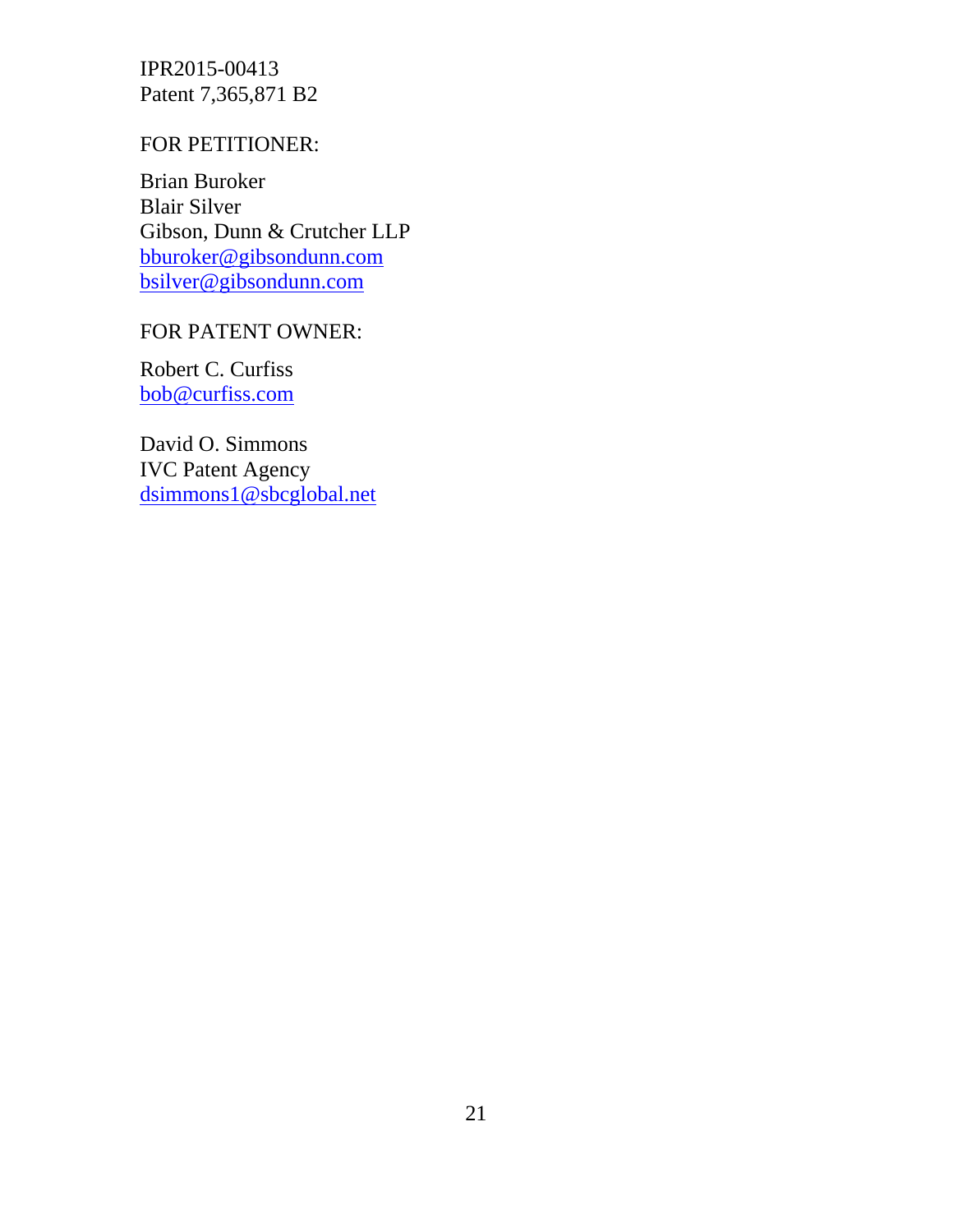IPR2015-00413
Patent 7,365,871 B2

FOR PETITIONER:

Brian Buroker
Blair Silver
Gibson, Dunn & Crutcher LLP
bburoker@gibsondunn.com
bsilver@gibsondunn.com

FOR PATENT OWNER:

Robert C. Curfiss
bob@curfiss.com

David O. Simmons
IVC Patent Agency
dsimmons1@sbcglobal.net